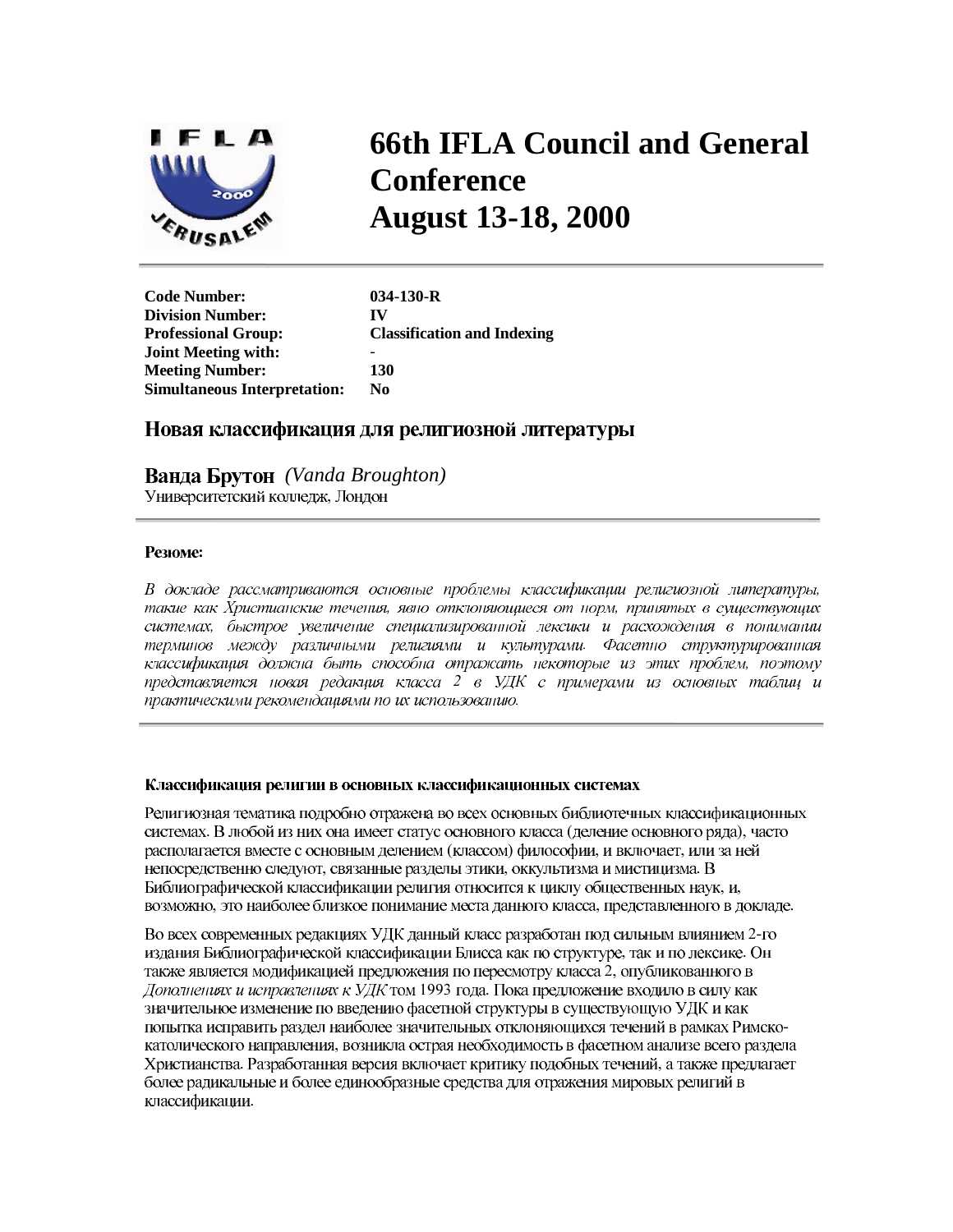# 66th IFLA Council and General Conference
# August 13-18, 2000

**Code Number:** 034-130-R
**Division Number:** IV
**Professional Group:** Classification and Indexing
**Joint Meeting with:** -
**Meeting Number:** 130
**Simultaneous Interpretation:** No

## Новая классификация для религиозной литературы

**Ванда Брутон** *(Vanda Broughton)*
Университетский колледж, Лондон

**Резюме:**

*В докладе рассматриваются основные проблемы классификации религиозной литературы, такие как Христианские течения, явно отклоняющиеся от норм, принятых в существующих системах, быстрое увеличение специализированной лексики и расхождения в понимании терминов между различными религиями и культурами. Фасетно структурированная классификация должна быть способна отражать некоторые из этих проблем, поэтому представляется новая редакция класса 2 в УДК с примерами из основных таблиц и практическими рекомендациями по их использованию.*

### Классификация религии в основных классификационных системах

Религиозная тематика подробно отражена во всех основных библиотечных классификационных системах. В любой из них она имеет статус основного класса (деление основного ряда), часто располагается вместе с основным делением (классом) философии, и включает, или за ней непосредственно следуют, связанные разделы этики, оккультизма и мистицизма. В Библиографической классификации религия относится к циклу общественных наук, и, возможно, это наиболее близкое понимание места данного класса, представленного в докладе.

Во всех современных редакциях УДК данный класс разработан под сильным влиянием 2-го издания Библиографической классификации Блисса как по структуре, так и по лексике. Он также является модификацией предложения по пересмотру класса 2, опубликованного в *Дополнениях и исправлениях к УДК* том 1993 года. Пока предложение входило в силу как значительное изменение по введению фасетной структуры в существующую УДК и как попытка исправить раздел наиболее значительных отклоняющихся течений в рамках Римско-католического направления, возникла острая необходимость в фасетном анализе всего раздела Христианства. Разработанная версия включает критику подобных течений, а также предлагает более радикальные и более единообразные средства для отражения мировых религий в классификации.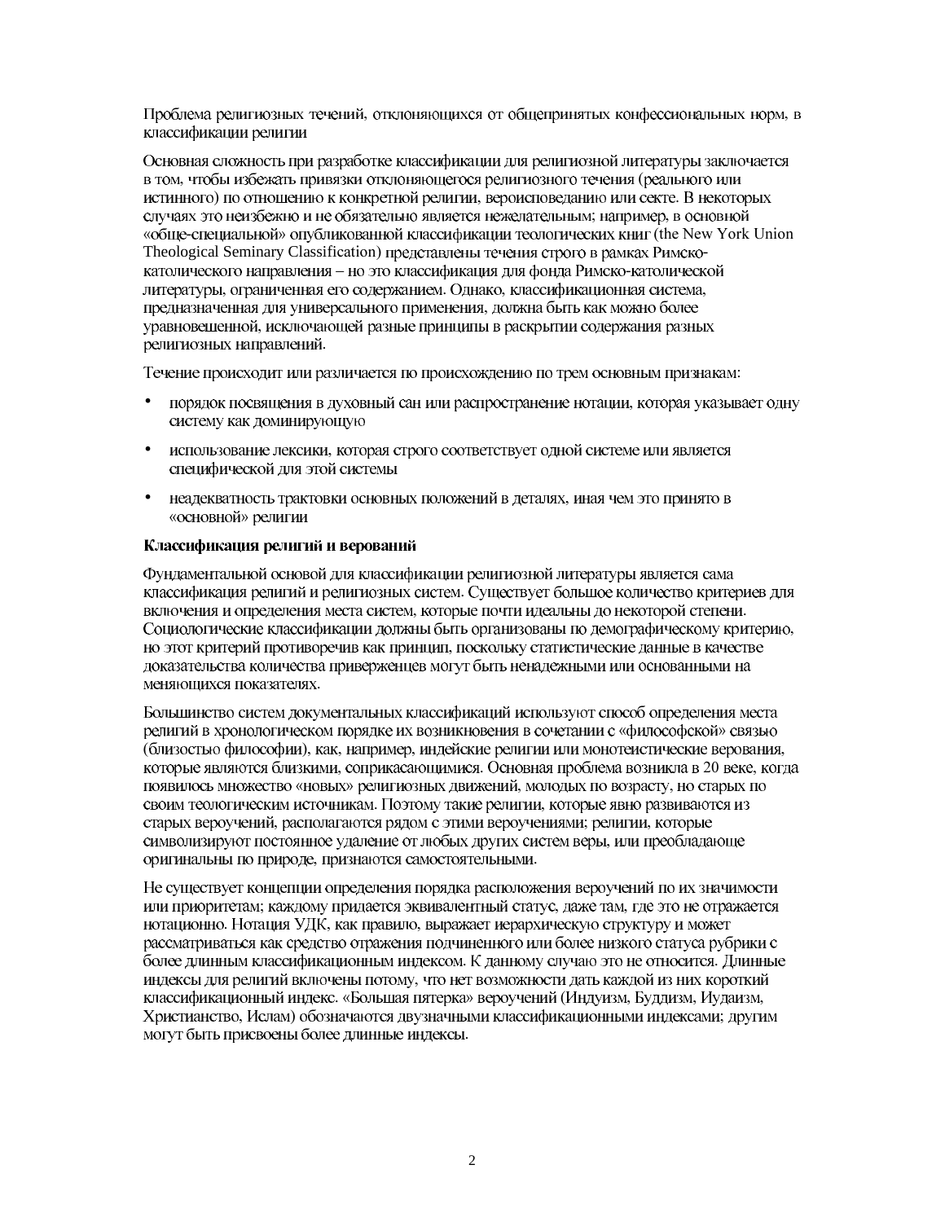Проблема религиозных течений, отклоняющихся от общепринятых конфессиональных норм, в классификации религии

Основная сложность при разработке классификации для религиозной литературы заключается в том, чтобы избежать привязки отклоняющегося религиозного течения (реального или истинного) по отношению к конкретной религии, вероисповеданию или секте. В некоторых случаях это неизбежно и не обязательно является нежелательным; например, в основной «обще-специальной» опубликованной классификации теологических книг (the New York Union Theological Seminary Classification) представлены течения строго в рамках Римско-католического направления – но это классификация для фонда Римско-католической литературы, ограниченная его содержанием. Однако, классификационная система, предназначенная для универсального применения, должна быть как можно более уравновешенной, исключающей разные принципы в раскрытии содержания разных религиозных направлений.

Течение происходит или различается по происхождению по трем основным признакам:

- порядок посвящения в духовный сан или распространение нотации, которая указывает одну систему как доминирующую
- использование лексики, которая строго соответствует одной системе или является специфической для этой системы
- неадекватность трактовки основных положений в деталях, иная чем это принято в «основной» религии

**Классификация религий и верований**

Фундаментальной основой для классификации религиозной литературы является сама классификация религий и религиозных систем. Существует большое количество критериев для включения и определения места систем, которые почти идеальны до некоторой степени. Социологические классификации должны быть организованы по демографическому критерию, но этот критерий противоречив как принцип, поскольку статистические данные в качестве доказательства количества приверженцев могут быть ненадежными или основанными на меняющихся показателях.

Большинство систем документальных классификаций используют способ определения места религий в хронологическом порядке их возникновения в сочетании с «философской» связью (близостью философии), как, например, индейские религии или монотеистические верования, которые являются близкими, соприкасающимися. Основная проблема возникла в 20 веке, когда появилось множество «новых» религиозных движений, молодых по возрасту, но старых по своим теологическим источникам. Поэтому такие религии, которые явно развиваются из старых вероучений, располагаются рядом с этими вероучениями; религии, которые символизируют постоянное удаление от любых других систем веры, или преобладающе оригинальны по природе, признаются самостоятельными.

Не существует концепции определения порядка расположения вероучений по их значимости или приоритетам; каждому придается эквивалентный статус, даже там, где это не отражается нотационно. Нотация УДК, как правило, выражает иерархическую структуру и может рассматриваться как средство отражения подчиненного или более низкого статуса рубрики с более длинным классификационным индексом. К данному случаю это не относится. Длинные индексы для религий включены потому, что нет возможности дать каждой из них короткий классификационный индекс. «Большая пятерка» вероучений (Индуизм, Буддизм, Иудаизм, Христианство, Ислам) обозначаются двузначными классификационными индексами; другим могут быть присвоены более длинные индексы.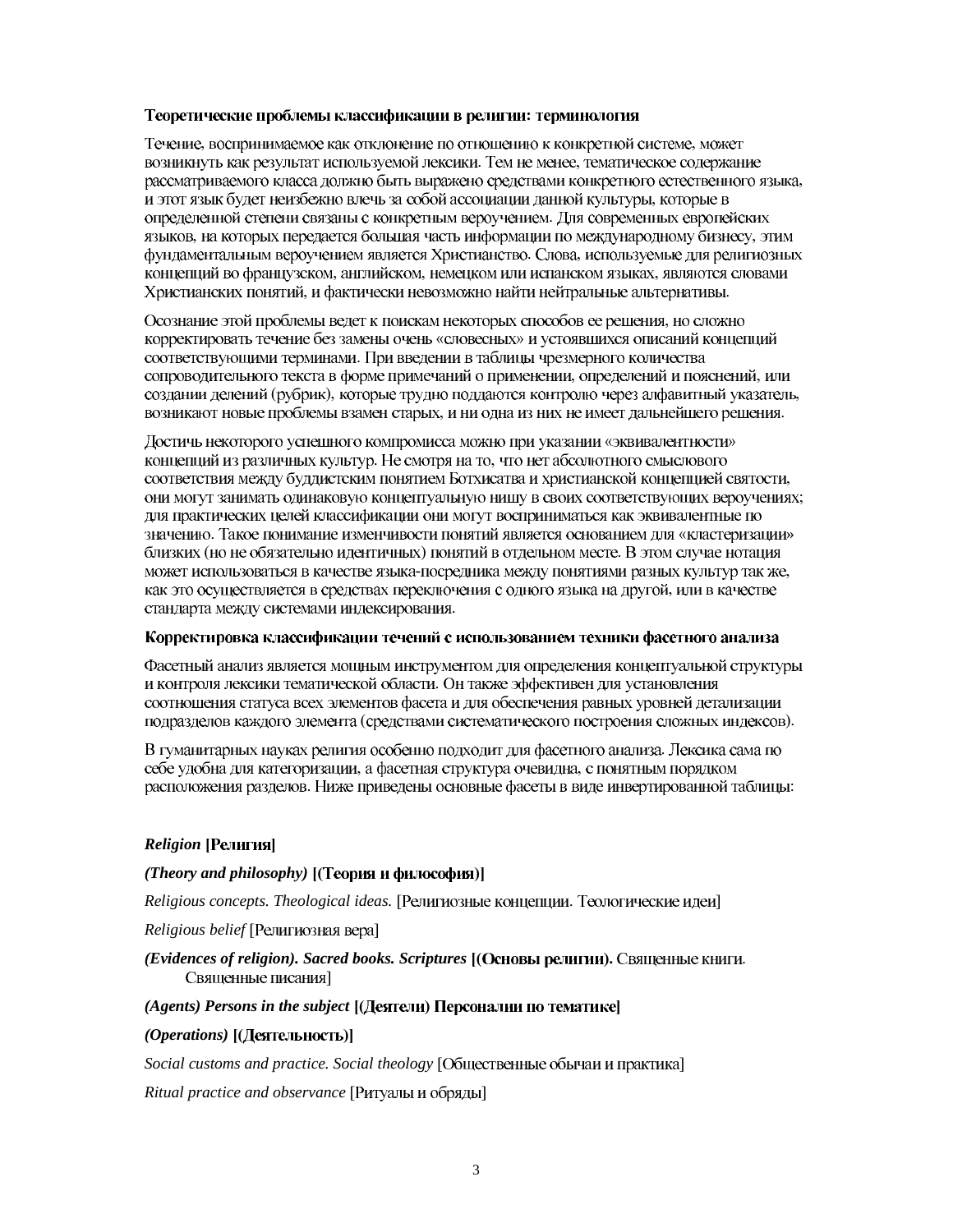### Теоретические проблемы классификации в религии: терминология

Течение, воспринимаемое как отклонение по отношению к конкретной системе, может возникнуть как результат используемой лексики. Тем не менее, тематическое содержание рассматриваемого класса должно быть выражено средствами конкретного естественного языка, и этот язык будет неизбежно влечь за собой ассоциации данной культуры, которые в определенной степени связаны с конкретным вероучением. Для современных европейских языков, на которых передается большая часть информации по международному бизнесу, этим фундаментальным вероучением является Христианство. Слова, используемые для религиозных концепций во французском, английском, немецком или испанском языках, являются словами Христианских понятий, и фактически невозможно найти нейтральные альтернативы.

Осознание этой проблемы ведет к поискам некоторых способов ее решения, но сложно корректировать течение без замены очень «словесных» и устоявшихся описаний концепций соответствующими терминами. При введении в таблицы чрезмерного количества сопроводительного текста в форме примечаний о применении, определений и пояснений, или создании делений (рубрик), которые трудно поддаются контролю через алфавитный указатель, возникают новые проблемы взамен старых, и ни одна из них не имеет дальнейшего решения.

Достичь некоторого успешного компромисса можно при указании «эквивалентности» концепций из различных культур. Не смотря на то, что нет абсолютного смыслового соответствия между буддистским понятием Ботхисатва и христианской концепцией святости, они могут занимать одинаковую концептуальную нишу в своих соответствующих вероучениях; для практических целей классификации они могут восприниматься как эквивалентные по значению. Такое понимание изменчивости понятий является основанием для «кластеризации» близких (но не обязательно идентичных) понятий в отдельном месте. В этом случае нотация может использоваться в качестве языка-посредника между понятиями разных культур так же, как это осуществляется в средствах переключения с одного языка на другой, или в качестве стандарта между системами индексирования.

### Корректировка классификации течений с использованием техники фасетного анализа

Фасетный анализ является мощным инструментом для определения концептуальной структуры и контроля лексики тематической области. Он также эффективен для установления соотношения статуса всех элементов фасета и для обеспечения равных уровней детализации подразделов каждого элемента (средствами систематического построения сложных индексов).

В гуманитарных науках религия особенно подходит для фасетного анализа. Лексика сама по себе удобна для категоризации, а фасетная структура очевидна, с понятным порядком расположения разделов. Ниже приведены основные фасеты в виде инвертированной таблицы:

***Religion* [Религия]**

***(Theory and philosophy)* [(Теория и философия)]**

*Religious concepts. Theological ideas.* [Религиозные концепции. Теологические идеи]

*Religious belief* [Религиозная вера]

***(Evidences of religion). Sacred books. Scriptures* [(Основы религии).** Священные книги. Священные писания]

***(Agents) Persons in the subject* [(Деятели) Персоналии по тематике]**

***(Operations)* [(Деятельность)]**

*Social customs and practice. Social theology* [Общественные обычаи и практика]

*Ritual practice and observance* [Ритуалы и обряды]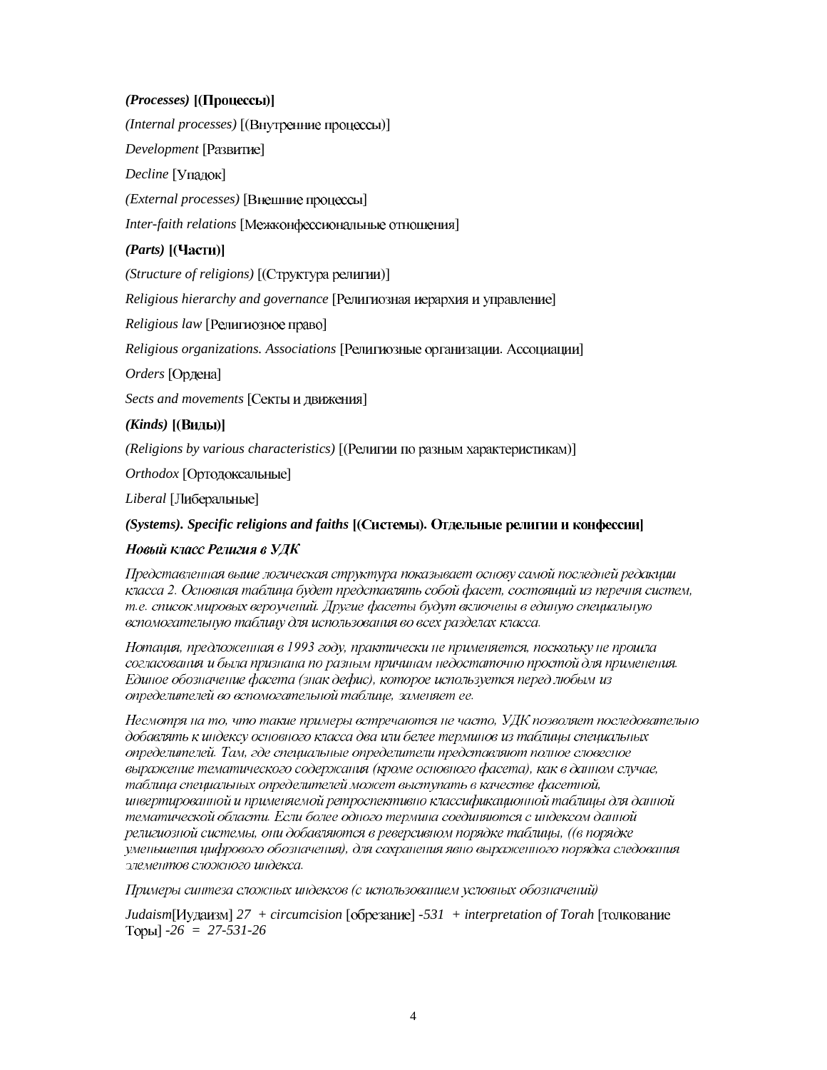***(Processes)*** **[(Процессы)]**

*(Internal processes)* [(Внутренние процессы)]

*Development* [Развитие]

*Decline* [Упадок]

*(External processes)* [Внешние процессы]

*Inter-faith relations* [Межконфессиональные отношения]

***(Parts)*** **[(Части)]**

*(Structure of religions)* [(Структура религии)]

*Religious hierarchy and governance* [Религиозная иерархия и управление]

*Religious law* [Религиозное право]

*Religious organizations. Associations* [Религиозные организации. Ассоциации]

*Orders* [Ордена]

*Sects and movements* [Секты и движения]

***(Kinds)*** **[(Виды)]**

*(Religions by various characteristics)* [(Религии по разным характеристикам)]

*Orthodox* [Ортодоксальные]

*Liberal* [Либеральные]

***(Systems). Specific religions and faiths*** **[(Системы). Отдельные религии и конфессии]**

***Новый класс Религия в УДК***

*Представленная выше логическая структура показывает основу самой последней редакции класса 2. Основная таблица будет представлять собой фасет, состоящий из перечня систем, т.е. список мировых вероучений. Другие фасеты будут включены в единую специальную вспомогательную таблицу для использования во всех разделах класса.*

*Нотация, предложенная в 1993 году, практически не применяется, поскольку не прошла согласования и была признана по разным причинам недостаточно простой для применения. Единое обозначение фасета (знак дефис), которое используется перед любым из определителей во вспомогательной таблице, заменяет ее.*

*Несмотря на то, что такие примеры встречаются не часто, УДК позволяет последовательно добавлять к индексу основного класса два или более терминов из таблицы специальных определителей. Там, где специальные определители представляют полное словесное выражение тематического содержания (кроме основного фасета), как в данном случае, таблица специальных определителей может выступать в качестве фасетной, инвертированной и применяемой ретроспективно классификационной таблицы для данной тематической области. Если более одного термина соединяются с индексом данной религиозной системы, они добавляются в реверсивном порядке таблицы, ((в порядке уменьшения цифрового обозначения), для сохранения явно выраженного порядка следования элементов сложного индекса.*

*Примеры синтеза сложных индексов (с использованием условных обозначений)*

*Judaism*[Иудаизм] *27 + circumcision* [обрезание] *-531 + interpretation of Torah* [толкование Торы] *-26 = 27-531-26*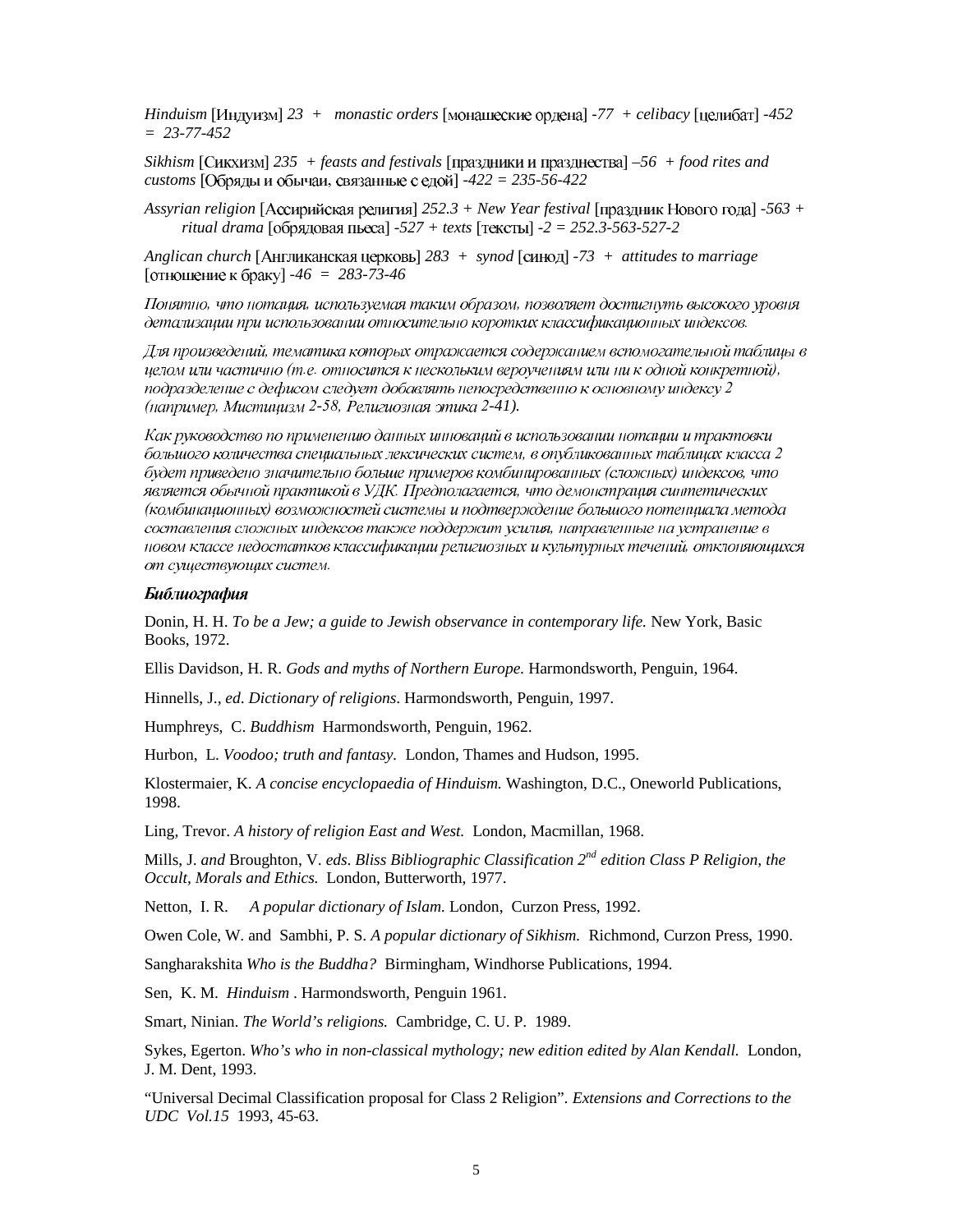*Hinduism* [Индуизм] *23 + monastic orders* [монашеские ордена] *-77 + celibacy* [целибат] *-452 = 23-77-452*

*Sikhism* [Сикхизм] *235 + feasts and festivals* [праздники и празднества] *–56 + food rites and customs* [Обряды и обычаи, связанные с едой] *-422 = 235-56-422*

*Assyrian religion* [Ассирийская религия] *252.3 + New Year festival* [праздник Нового года] *-563 + ritual drama* [обрядовая пьеса] *-527 + texts* [тексты] *-2 = 252.3-563-527-2*

*Anglican church* [Англиканская церковь] *283 + synod* [синод] *-73 + attitudes to marriage* [отношение к браку] *-46 = 283-73-46*

*Понятно, что нотация, используемая таким образом, позволяет достигнуть высокого уровня детализации при использовании относительно коротких классификационных индексов.*

*Для произведений, тематика которых отражается содержанием вспомогательной таблицы в целом или частично (т.е. относится к нескольким вероучениям или ни к одной конкретной), подразделение с дефисом следует добавлять непосредственно к основному индексу 2 (например, Мистицизм 2-58, Религиозная этика 2-41).*

*Как руководство по применению данных инноваций в использовании нотации и трактовки большого количества специальных лексических систем, в опубликованных таблицах класса 2 будет приведено значительно больше примеров комбинированных (сложных) индексов, что является обычной практикой в УДК. Предполагается, что демонстрация синтетических (комбинационных) возможностей системы и подтверждение большого потенциала метода составления сложных индексов также поддержит усилия, направленные на устранение в новом классе недостатков классификации религиозных и культурных течений, отклоняющихся от существующих систем.*

### ***Библиография***

Donin, H. H. *To be a Jew; a guide to Jewish observance in contemporary life.* New York, Basic Books, 1972.

Ellis Davidson, H. R. *Gods and myths of Northern Europe.* Harmondsworth, Penguin, 1964.

Hinnells, J., *ed*. *Dictionary of religions*. Harmondsworth, Penguin, 1997.

Humphreys, C. *Buddhism* Harmondsworth, Penguin, 1962.

Hurbon, L. *Voodoo; truth and fantasy.* London, Thames and Hudson, 1995.

Klostermaier, K. *A concise encyclopaedia of Hinduism.* Washington, D.C., Oneworld Publications, 1998.

Ling, Trevor. *A history of religion East and West.* London, Macmillan, 1968.

Mills, J. *and* Broughton, V. *eds*. *Bliss Bibliographic Classification 2nd edition Class P Religion, the Occult, Morals and Ethics.* London, Butterworth, 1977.

Netton, I. R. *A popular dictionary of Islam.* London, Curzon Press, 1992.

Owen Cole, W. and Sambhi, P. S. *A popular dictionary of Sikhism.* Richmond, Curzon Press, 1990.

Sangharakshita *Who is the Buddha?* Birmingham, Windhorse Publications, 1994.

Sen, K. M. *Hinduism* . Harmondsworth, Penguin 1961.

Smart, Ninian. *The World's religions.* Cambridge, C. U. P. 1989.

Sykes, Egerton. *Who's who in non-classical mythology; new edition edited by Alan Kendall.* London, J. M. Dent, 1993.

"Universal Decimal Classification proposal for Class 2 Religion". *Extensions and Corrections to the UDC Vol.15* 1993, 45-63.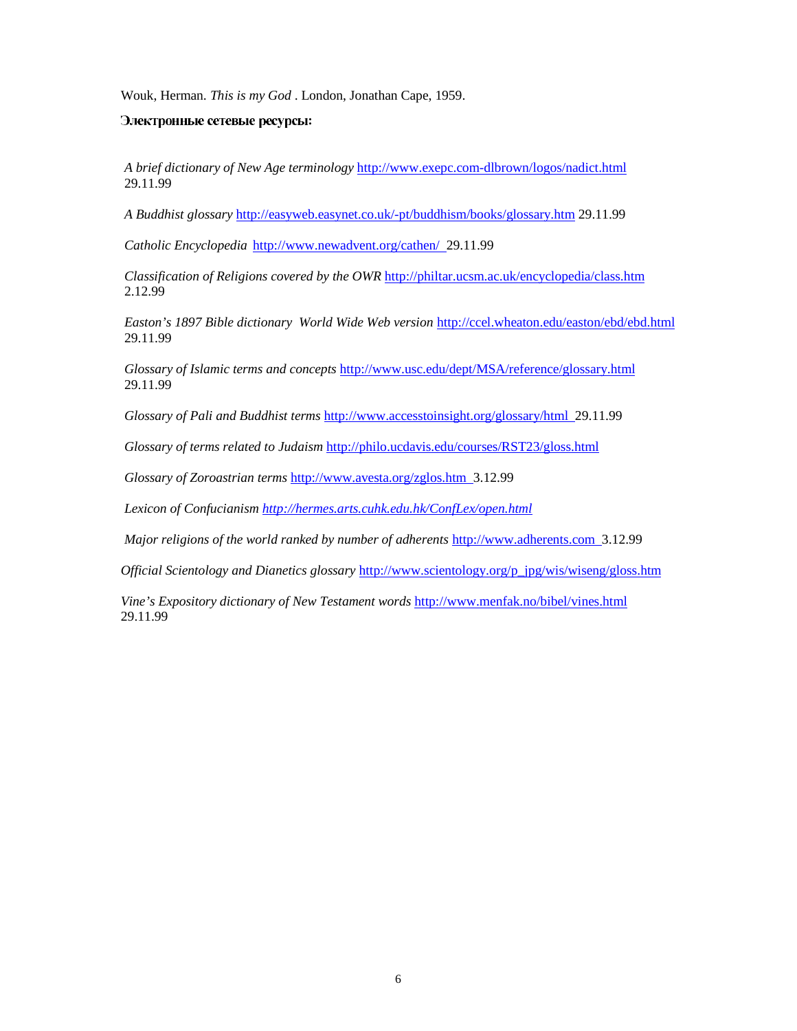Wouk, Herman. *This is my God* . London, Jonathan Cape, 1959.

**Электронные сетевые ресурсы:**

*A brief dictionary of New Age terminology* http://www.exepc.com-dlbrown/logos/nadict.html 29.11.99

*A Buddhist glossary* http://easyweb.easynet.co.uk/-pt/buddhism/books/glossary.htm 29.11.99

*Catholic Encyclopedia* http://www.newadvent.org/cathen/ 29.11.99

*Classification of Religions covered by the OWR* http://philtar.ucsm.ac.uk/encyclopedia/class.htm 2.12.99

*Easton's 1897 Bible dictionary World Wide Web version* http://ccel.wheaton.edu/easton/ebd/ebd.html 29.11.99

*Glossary of Islamic terms and concepts* http://www.usc.edu/dept/MSA/reference/glossary.html 29.11.99

*Glossary of Pali and Buddhist terms* http://www.accesstoinsight.org/glossary/html 29.11.99

*Glossary of terms related to Judaism* http://philo.ucdavis.edu/courses/RST23/gloss.html

*Glossary of Zoroastrian terms* http://www.avesta.org/zglos.htm 3.12.99

*Lexicon of Confucianism* *http://hermes.arts.cuhk.edu.hk/ConfLex/open.html*

*Major religions of the world ranked by number of adherents* http://www.adherents.com 3.12.99

*Official Scientology and Dianetics glossary* http://www.scientology.org/p_jpg/wis/wiseng/gloss.htm

*Vine's Expository dictionary of New Testament words* http://www.menfak.no/bibel/vines.html 29.11.99